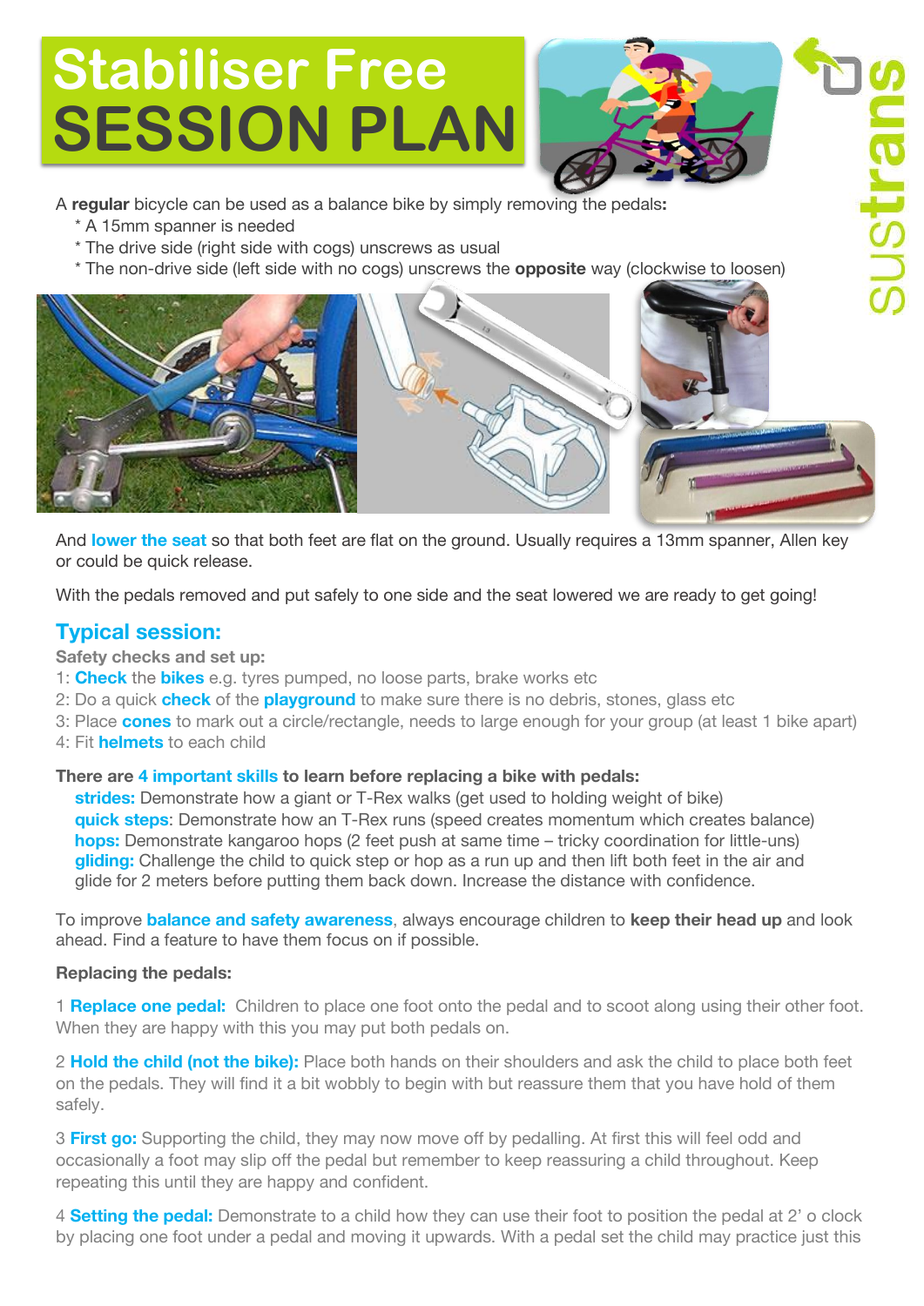# Stabiliser Free SESSION PLAN

A **regular** bicycle can be used as a balance bike by simply removing the pedals**:**

- A 15mm spanner is needed
- The drive side (right side with cogs) unscrews as usual
- The non-drive side (left side with no cogs) unscrews the **opposite** way (clockwise to loosen)

And **lower the seat** so that both feet are flat on the ground. Usually requires a 13mm spanner, Allen key or could be quick release.

With the pedals removed and put safely to one side and the seat lowered we are ready to get going!

## Typical session:

**Safety checks and set up:**

1: **Check** the **bikes** e.g. tyres pumped, no loose parts, brake works etc
2: Do a quick **check** of the **playground** to make sure there is no debris, stones, glass etc
3: Place **cones** to mark out a circle/rectangle, needs to large enough for your group (at least 1 bike apart)
4: Fit **helmets** to each child

**There are 4 important skills to learn before replacing a bike with pedals:**

**strides:** Demonstrate how a giant or T-Rex walks (get used to holding weight of bike)
**quick steps**: Demonstrate how an T-Rex runs (speed creates momentum which creates balance)
**hops:** Demonstrate kangaroo hops (2 feet push at same time – tricky coordination for little-uns)
**gliding:** Challenge the child to quick step or hop as a run up and then lift both feet in the air and glide for 2 meters before putting them back down. Increase the distance with confidence.

To improve **balance and safety awareness**, always encourage children to **keep their head up** and look ahead. Find a feature to have them focus on if possible.

**Replacing the pedals:**

1 **Replace one pedal:** Children to place one foot onto the pedal and to scoot along using their other foot. When they are happy with this you may put both pedals on.

2 **Hold the child (not the bike):** Place both hands on their shoulders and ask the child to place both feet on the pedals. They will find it a bit wobbly to begin with but reassure them that you have hold of them safely.

3 **First go:** Supporting the child, they may now move off by pedalling. At first this will feel odd and occasionally a foot may slip off the pedal but remember to keep reassuring a child throughout. Keep repeating this until they are happy and confident.

4 **Setting the pedal:** Demonstrate to a child how they can use their foot to position the pedal at 2' o clock by placing one foot under a pedal and moving it upwards. With a pedal set the child may practice just this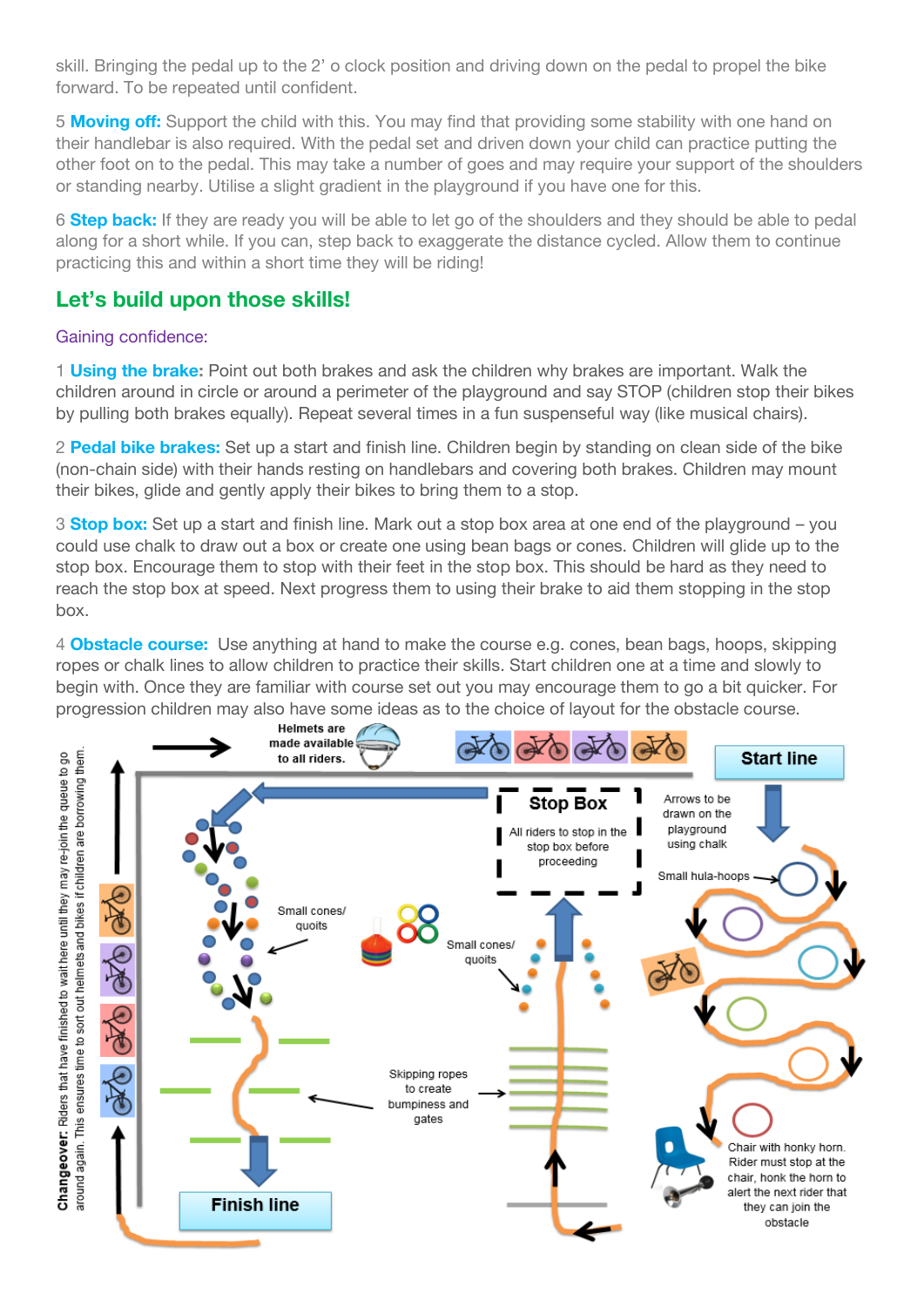skill. Bringing the pedal up to the 2' o clock position and driving down on the pedal to propel the bike forward. To be repeated until confident.

5 **Moving off:** Support the child with this. You may find that providing some stability with one hand on their handlebar is also required. With the pedal set and driven down your child can practice putting the other foot on to the pedal. This may take a number of goes and may require your support of the shoulders or standing nearby. Utilise a slight gradient in the playground if you have one for this.

6 **Step back:** If they are ready you will be able to let go of the shoulders and they should be able to pedal along for a short while. If you can, step back to exaggerate the distance cycled. Allow them to continue practicing this and within a short time they will be riding!

## Let's build upon those skills!

Gaining confidence:

1 **Using the brake:** Point out both brakes and ask the children why brakes are important. Walk the children around in circle or around a perimeter of the playground and say STOP (children stop their bikes by pulling both brakes equally). Repeat several times in a fun suspenseful way (like musical chairs).

2 **Pedal bike brakes:** Set up a start and finish line. Children begin by standing on clean side of the bike (non-chain side) with their hands resting on handlebars and covering both brakes. Children may mount their bikes, glide and gently apply their bikes to bring them to a stop.

3 **Stop box:** Set up a start and finish line. Mark out a stop box area at one end of the playground – you could use chalk to draw out a box or create one using bean bags or cones. Children will glide up to the stop box. Encourage them to stop with their feet in the stop box. This should be hard as they need to reach the stop box at speed. Next progress them to using their brake to aid them stopping in the stop box.

4 **Obstacle course:** Use anything at hand to make the course e.g. cones, bean bags, hoops, skipping ropes or chalk lines to allow children to practice their skills. Start children one at a time and slowly to begin with. Once they are familiar with course set out you may encourage them to go a bit quicker. For progression children may also have some ideas as to the choice of layout for the obstacle course.

Helmets are made available to all riders.

Start line

Stop Box

All riders to stop in the stop box before proceeding

Arrows to be drawn on the playground using chalk

Small hula-hoops

Small cones/ quoits

Small cones/ quoits

Skipping ropes to create bumpiness and gates

Chair with honky horn. Rider must stop at the chair, honk the horn to alert the next rider that they can join the obstacle

Finish line

**Changeover:** Riders that have finished to wait here until they may re-join the queue to go around again. This ensures time to sort out helmets and bikes if children are borrowing them.